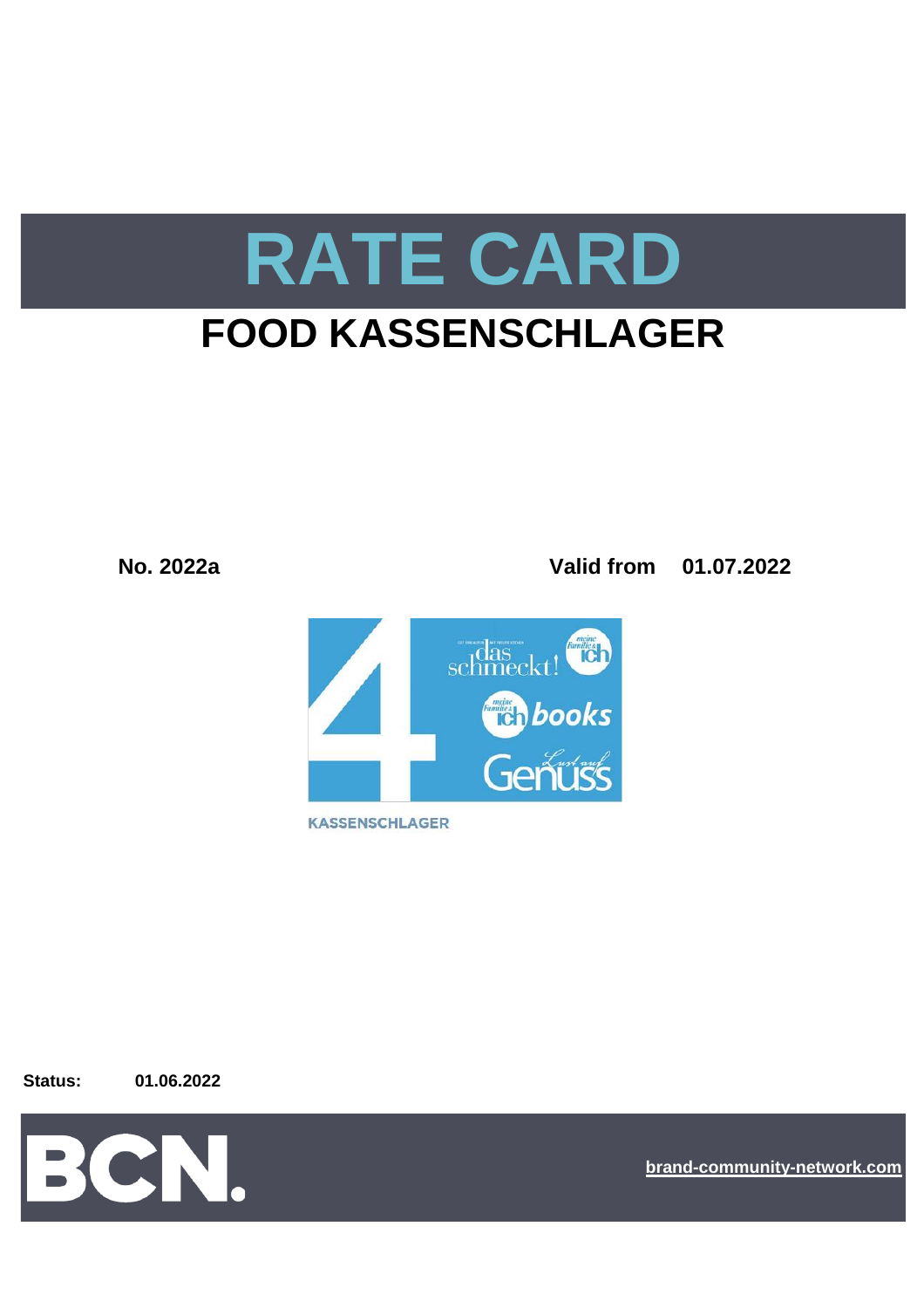# RATE CARD

## FOOD KASSENSCHLAGER

**No. 2022a** **Valid from 01.07.2022**

KASSENSCHLAGER

**Status:** **01.06.2022**

brand-community-network.com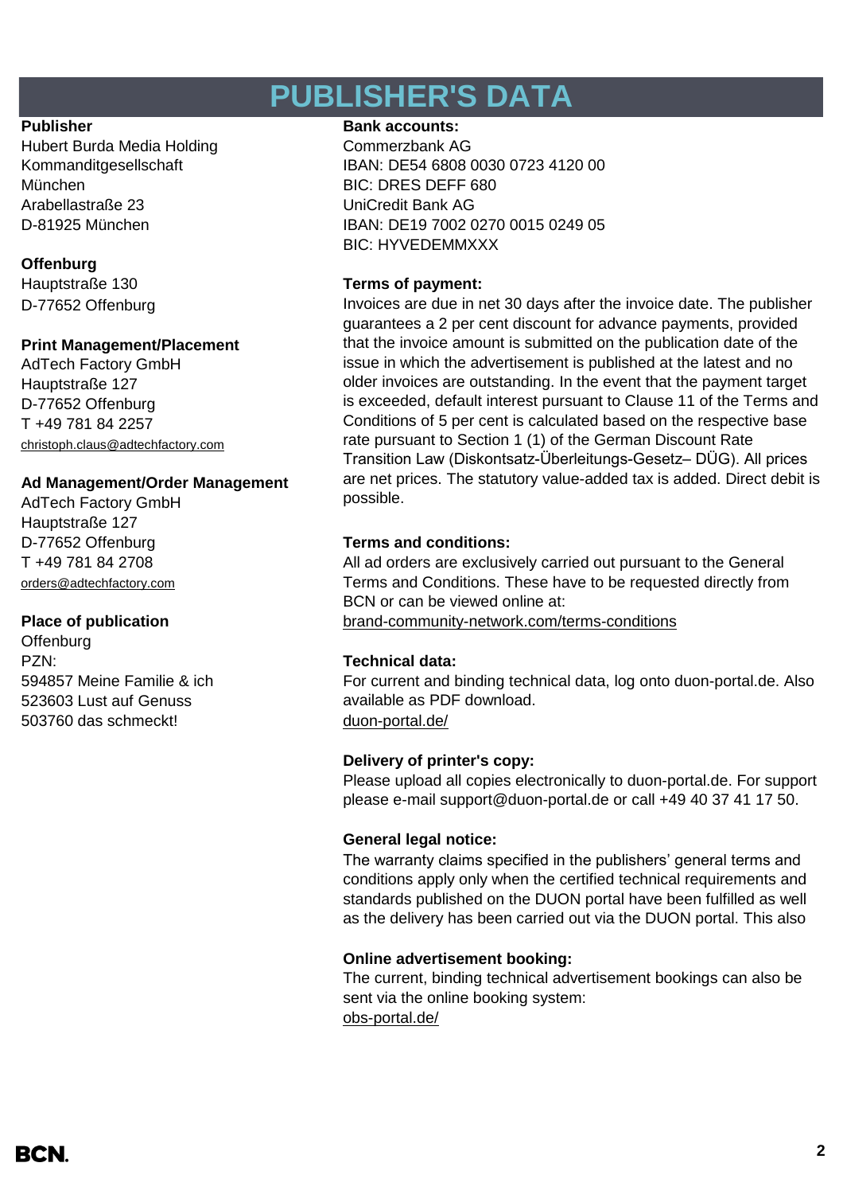# PUBLISHER'S DATA

**Publisher**
Hubert Burda Media Holding
Kommanditgesellschaft
München
Arabellastraße 23
D-81925 München

**Offenburg**
Hauptstraße 130
D-77652 Offenburg

**Print Management/Placement**
AdTech Factory GmbH
Hauptstraße 127
D-77652 Offenburg
T +49 781 84 2257
christoph.claus@adtechfactory.com

**Ad Management/Order Management**
AdTech Factory GmbH
Hauptstraße 127
D-77652 Offenburg
T +49 781 84 2708
orders@adtechfactory.com

**Place of publication**
Offenburg
PZN:
594857 Meine Familie & ich
523603 Lust auf Genuss
503760 das schmeckt!

**Bank accounts:**
Commerzbank AG
IBAN: DE54 6808 0030 0723 4120 00
BIC: DRES DEFF 680
UniCredit Bank AG
IBAN: DE19 7002 0270 0015 0249 05
BIC: HYVEDEMMXXX

**Terms of payment:**
Invoices are due in net 30 days after the invoice date. The publisher guarantees a 2 per cent discount for advance payments, provided that the invoice amount is submitted on the publication date of the issue in which the advertisement is published at the latest and no older invoices are outstanding. In the event that the payment target is exceeded, default interest pursuant to Clause 11 of the Terms and Conditions of 5 per cent is calculated based on the respective base rate pursuant to Section 1 (1) of the German Discount Rate Transition Law (Diskontsatz-Überleitungs-Gesetz– DÜG). All prices are net prices. The statutory value-added tax is added. Direct debit is possible.

**Terms and conditions:**
All ad orders are exclusively carried out pursuant to the General Terms and Conditions. These have to be requested directly from BCN or can be viewed online at:
brand-community-network.com/terms-conditions

**Technical data:**
For current and binding technical data, log onto duon-portal.de. Also available as PDF download.
duon-portal.de/

**Delivery of printer's copy:**
Please upload all copies electronically to duon-portal.de. For support please e-mail support@duon-portal.de or call +49 40 37 41 17 50.

**General legal notice:**
The warranty claims specified in the publishers' general terms and conditions apply only when the certified technical requirements and standards published on the DUON portal have been fulfilled as well as the delivery has been carried out via the DUON portal. This also

**Online advertisement booking:**
The current, binding technical advertisement bookings can also be sent via the online booking system:
obs-portal.de/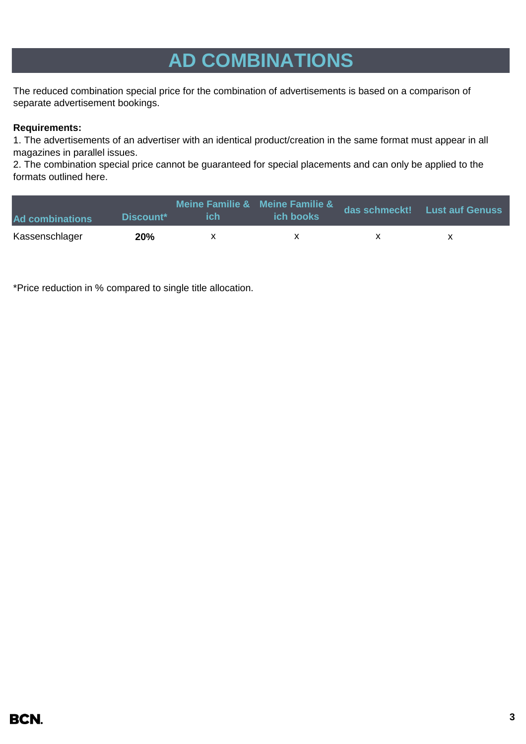# AD COMBINATIONS

The reduced combination special price for the combination of advertisements is based on a comparison of separate advertisement bookings.

**Requirements:**
1. The advertisements of an advertiser with an identical product/creation in the same format must appear in all magazines in parallel issues.
2. The combination special price cannot be guaranteed for special placements and can only be applied to the formats outlined here.

| Ad combinations | Discount* | Meine Familie & ich | Meine Familie & ich books | das schmeckt! | Lust auf Genuss |
|---|---|---|---|---|---|
| Kassenschlager | **20%** | x | x | x | x |

*Price reduction in % compared to single title allocation.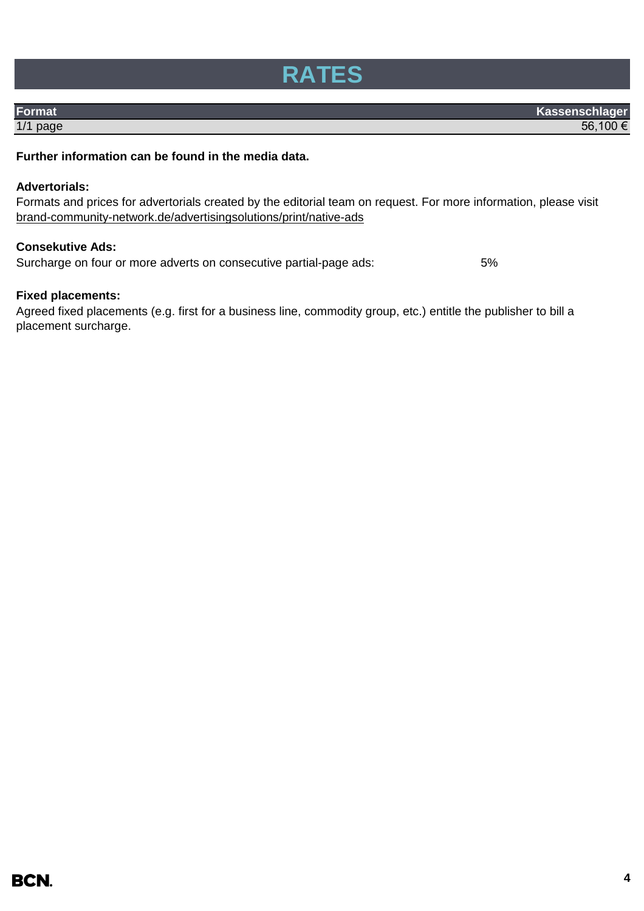# RATES

| Format | Kassenschlager |
|---|---|
| 1/1 page | 56,100 € |

**Further information can be found in the media data.**

**Advertorials:**
Formats and prices for advertorials created by the editorial team on request. For more information, please visit brand-community-network.de/advertisingsolutions/print/native-ads

**Consekutive Ads:**
Surcharge on four or more adverts on consecutive partial-page ads: 5%

**Fixed placements:**
Agreed fixed placements (e.g. first for a business line, commodity group, etc.) entitle the publisher to bill a placement surcharge.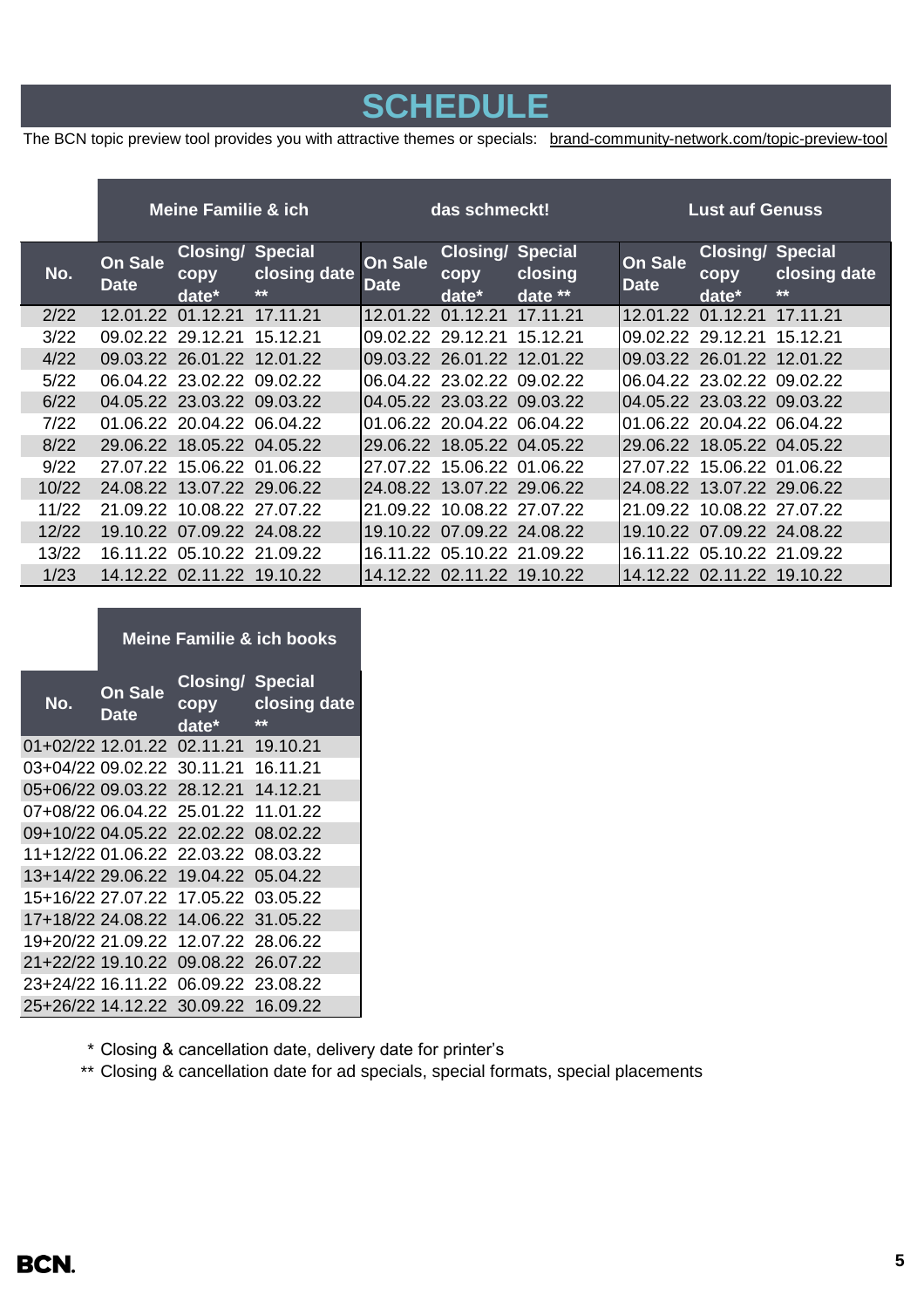# SCHEDULE

The BCN topic preview tool provides you with attractive themes or specials: brand-community-network.com/topic-preview-tool

| | Meine Familie & ich | | | das schmeckt! | | | Lust auf Genuss | | |
|---|---|---|---|---|---|---|---|---|---|
| No. | On Sale Date | Closing/ copy date* | Special closing date ** | On Sale Date | Closing/ copy date* | Special closing date ** | On Sale Date | Closing/ copy date* | Special closing date ** |
| 2/22 | 12.01.22 | 01.12.21 | 17.11.21 | 12.01.22 | 01.12.21 | 17.11.21 | 12.01.22 | 01.12.21 | 17.11.21 |
| 3/22 | 09.02.22 | 29.12.21 | 15.12.21 | 09.02.22 | 29.12.21 | 15.12.21 | 09.02.22 | 29.12.21 | 15.12.21 |
| 4/22 | 09.03.22 | 26.01.22 | 12.01.22 | 09.03.22 | 26.01.22 | 12.01.22 | 09.03.22 | 26.01.22 | 12.01.22 |
| 5/22 | 06.04.22 | 23.02.22 | 09.02.22 | 06.04.22 | 23.02.22 | 09.02.22 | 06.04.22 | 23.02.22 | 09.02.22 |
| 6/22 | 04.05.22 | 23.03.22 | 09.03.22 | 04.05.22 | 23.03.22 | 09.03.22 | 04.05.22 | 23.03.22 | 09.03.22 |
| 7/22 | 01.06.22 | 20.04.22 | 06.04.22 | 01.06.22 | 20.04.22 | 06.04.22 | 01.06.22 | 20.04.22 | 06.04.22 |
| 8/22 | 29.06.22 | 18.05.22 | 04.05.22 | 29.06.22 | 18.05.22 | 04.05.22 | 29.06.22 | 18.05.22 | 04.05.22 |
| 9/22 | 27.07.22 | 15.06.22 | 01.06.22 | 27.07.22 | 15.06.22 | 01.06.22 | 27.07.22 | 15.06.22 | 01.06.22 |
| 10/22 | 24.08.22 | 13.07.22 | 29.06.22 | 24.08.22 | 13.07.22 | 29.06.22 | 24.08.22 | 13.07.22 | 29.06.22 |
| 11/22 | 21.09.22 | 10.08.22 | 27.07.22 | 21.09.22 | 10.08.22 | 27.07.22 | 21.09.22 | 10.08.22 | 27.07.22 |
| 12/22 | 19.10.22 | 07.09.22 | 24.08.22 | 19.10.22 | 07.09.22 | 24.08.22 | 19.10.22 | 07.09.22 | 24.08.22 |
| 13/22 | 16.11.22 | 05.10.22 | 21.09.22 | 16.11.22 | 05.10.22 | 21.09.22 | 16.11.22 | 05.10.22 | 21.09.22 |
| 1/23 | 14.12.22 | 02.11.22 | 19.10.22 | 14.12.22 | 02.11.22 | 19.10.22 | 14.12.22 | 02.11.22 | 19.10.22 |

| | Meine Familie & ich books | | |
|---|---|---|---|
| No. | On Sale Date | Closing/ copy date* | Special closing date ** |
| 01+02/22 | 12.01.22 | 02.11.21 | 19.10.21 |
| 03+04/22 | 09.02.22 | 30.11.21 | 16.11.21 |
| 05+06/22 | 09.03.22 | 28.12.21 | 14.12.21 |
| 07+08/22 | 06.04.22 | 25.01.22 | 11.01.22 |
| 09+10/22 | 04.05.22 | 22.02.22 | 08.02.22 |
| 11+12/22 | 01.06.22 | 22.03.22 | 08.03.22 |
| 13+14/22 | 29.06.22 | 19.04.22 | 05.04.22 |
| 15+16/22 | 27.07.22 | 17.05.22 | 03.05.22 |
| 17+18/22 | 24.08.22 | 14.06.22 | 31.05.22 |
| 19+20/22 | 21.09.22 | 12.07.22 | 28.06.22 |
| 21+22/22 | 19.10.22 | 09.08.22 | 26.07.22 |
| 23+24/22 | 16.11.22 | 06.09.22 | 23.08.22 |
| 25+26/22 | 14.12.22 | 30.09.22 | 16.09.22 |

\* Closing & cancellation date, delivery date for printer's

** Closing & cancellation date for ad specials, special formats, special placements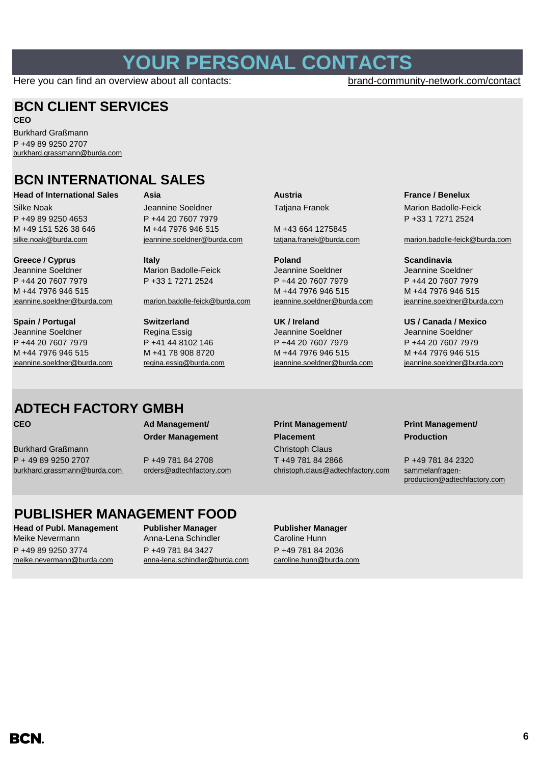# YOUR PERSONAL CONTACTS

Here you can find an overview about all contacts: brand-community-network.com/contact

## BCN CLIENT SERVICES

**CEO**
Burkhard Graßmann
P +49 89 9250 2707
burkhard.grassmann@burda.com

## BCN INTERNATIONAL SALES

**Head of International Sales**
Silke Noak
P +49 89 9250 4653
M +49 151 526 38 646
silke.noak@burda.com

**Asia**
Jeannine Soeldner
P +44 20 7607 7979
M +44 7976 946 515
jeannine.soeldner@burda.com

**Austria**
Tatjana Franek
M +43 664 1275845
tatjana.franek@burda.com

**France / Benelux**
Marion Badolle-Feick
P +33 1 7271 2524
marion.badolle-feick@burda.com

**Greece / Cyprus**
Jeannine Soeldner
P +44 20 7607 7979
M +44 7976 946 515
jeannine.soeldner@burda.com

**Italy**
Marion Badolle-Feick
P +33 1 7271 2524
marion.badolle-feick@burda.com

**Poland**
Jeannine Soeldner
P +44 20 7607 7979
M +44 7976 946 515
jeannine.soeldner@burda.com

**Scandinavia**
Jeannine Soeldner
P +44 20 7607 7979
M +44 7976 946 515
jeannine.soeldner@burda.com

**Spain / Portugal**
Jeannine Soeldner
P +44 20 7607 7979
M +44 7976 946 515
jeannine.soeldner@burda.com

**Switzerland**
Regina Essig
P +41 44 8102 146
M +41 78 908 8720
regina.essig@burda.com

**UK / Ireland**
Jeannine Soeldner
P +44 20 7607 7979
M +44 7976 946 515
jeannine.soeldner@burda.com

**US / Canada / Mexico**
Jeannine Soeldner
P +44 20 7607 7979
M +44 7976 946 515
jeannine.soeldner@burda.com

## ADTECH FACTORY GMBH

**CEO**
Burkhard Graßmann
P + 49 89 9250 2707
burkhard.grassmann@burda.com

**Ad Management/ Order Management**
P +49 781 84 2708
orders@adtechfactory.com

**Print Management/ Placement**
Christoph Claus
T +49 781 84 2866
christoph.claus@adtechfactory.com

**Print Management/ Production**
P +49 781 84 2320
sammelanfragen-production@adtechfactory.com

## PUBLISHER MANAGEMENT FOOD

**Head of Publ. Management**
Meike Nevermann
P +49 89 9250 3774
meike.nevermann@burda.com

**Publisher Manager**
Anna-Lena Schindler
P +49 781 84 3427
anna-lena.schindler@burda.com

**Publisher Manager**
Caroline Hunn
P +49 781 84 2036
caroline.hunn@burda.com